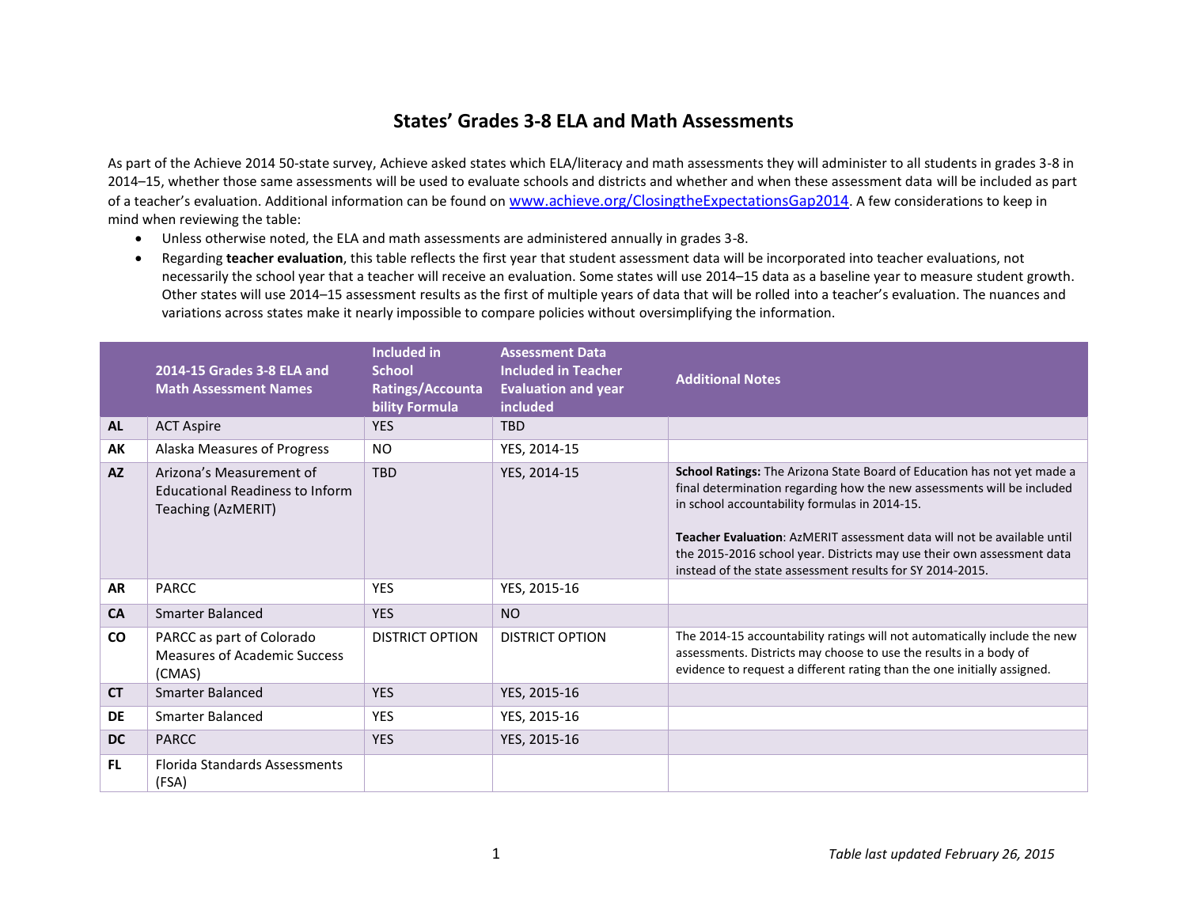# States' Grades 3-8 ELA and Math Assessments

As part of the Achieve 2014 50-state survey, Achieve asked states which ELA/literacy and math assessments they will administer to all students in grades 3-8 in 2014–15, whether those same assessments will be used to evaluate schools and districts and whether and when these assessment data will be included as part of a teacher's evaluation. Additional information can be found on www.achieve.org/ClosingtheExpectationsGap2014. A few considerations to keep in mind when reviewing the table:

- Unless otherwise noted, the ELA and math assessments are administered annually in grades 3-8.
- Regarding **teacher evaluation**, this table reflects the first year that student assessment data will be incorporated into teacher evaluations, not necessarily the school year that a teacher will receive an evaluation. Some states will use 2014–15 data as a baseline year to measure student growth. Other states will use 2014–15 assessment results as the first of multiple years of data that will be rolled into a teacher's evaluation. The nuances and variations across states make it nearly impossible to compare policies without oversimplifying the information.

| | 2014-15 Grades 3-8 ELA and Math Assessment Names | Included in School Ratings/Accountability Formula | Assessment Data Included in Teacher Evaluation and year included | Additional Notes |
|---|---|---|---|---|
| **AL** | ACT Aspire | YES | TBD | |
| **AK** | Alaska Measures of Progress | NO | YES, 2014-15 | |
| **AZ** | Arizona's Measurement of Educational Readiness to Inform Teaching (AzMERIT) | TBD | YES, 2014-15 | **School Ratings:** The Arizona State Board of Education has not yet made a final determination regarding how the new assessments will be included in school accountability formulas in 2014-15. **Teacher Evaluation**: AzMERIT assessment data will not be available until the 2015-2016 school year. Districts may use their own assessment data instead of the state assessment results for SY 2014-2015. |
| **AR** | PARCC | YES | YES, 2015-16 | |
| **CA** | Smarter Balanced | YES | NO | |
| **CO** | PARCC as part of Colorado Measures of Academic Success (CMAS) | DISTRICT OPTION | DISTRICT OPTION | The 2014-15 accountability ratings will not automatically include the new assessments. Districts may choose to use the results in a body of evidence to request a different rating than the one initially assigned. |
| **CT** | Smarter Balanced | YES | YES, 2015-16 | |
| **DE** | Smarter Balanced | YES | YES, 2015-16 | |
| **DC** | PARCC | YES | YES, 2015-16 | |
| **FL** | Florida Standards Assessments (FSA) | | | |

*Table last updated February 26, 2015*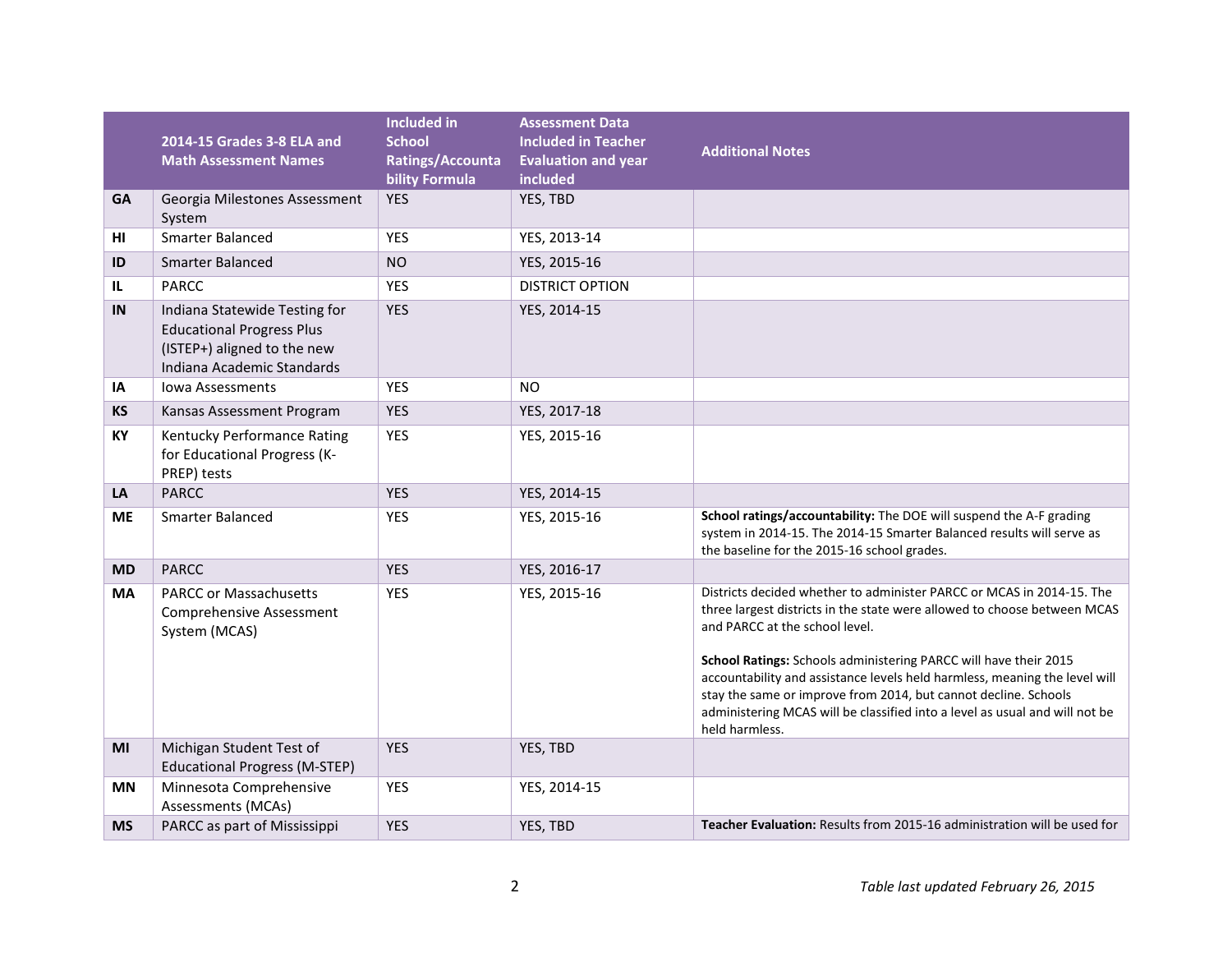| | 2014-15 Grades 3-8 ELA and Math Assessment Names | Included in School Ratings/Accountability Formula | Assessment Data Included in Teacher Evaluation and year included | Additional Notes |
|---|---|---|---|---|
| **GA** | Georgia Milestones Assessment System | YES | YES, TBD | |
| **HI** | Smarter Balanced | YES | YES, 2013-14 | |
| **ID** | Smarter Balanced | NO | YES, 2015-16 | |
| **IL** | PARCC | YES | DISTRICT OPTION | |
| **IN** | Indiana Statewide Testing for Educational Progress Plus (ISTEP+) aligned to the new Indiana Academic Standards | YES | YES, 2014-15 | |
| **IA** | Iowa Assessments | YES | NO | |
| **KS** | Kansas Assessment Program | YES | YES, 2017-18 | |
| **KY** | Kentucky Performance Rating for Educational Progress (K-PREP) tests | YES | YES, 2015-16 | |
| **LA** | PARCC | YES | YES, 2014-15 | |
| **ME** | Smarter Balanced | YES | YES, 2015-16 | **School ratings/accountability:** The DOE will suspend the A-F grading system in 2014-15. The 2014-15 Smarter Balanced results will serve as the baseline for the 2015-16 school grades. |
| **MD** | PARCC | YES | YES, 2016-17 | |
| **MA** | PARCC or Massachusetts Comprehensive Assessment System (MCAS) | YES | YES, 2015-16 | Districts decided whether to administer PARCC or MCAS in 2014-15. The three largest districts in the state were allowed to choose between MCAS and PARCC at the school level.<br><br>**School Ratings:** Schools administering PARCC will have their 2015 accountability and assistance levels held harmless, meaning the level will stay the same or improve from 2014, but cannot decline. Schools administering MCAS will be classified into a level as usual and will not be held harmless. |
| **MI** | Michigan Student Test of Educational Progress (M-STEP) | YES | YES, TBD | |
| **MN** | Minnesota Comprehensive Assessments (MCAs) | YES | YES, 2014-15 | |
| **MS** | PARCC as part of Mississippi | YES | YES, TBD | **Teacher Evaluation:** Results from 2015-16 administration will be used for |

*Table last updated February 26, 2015*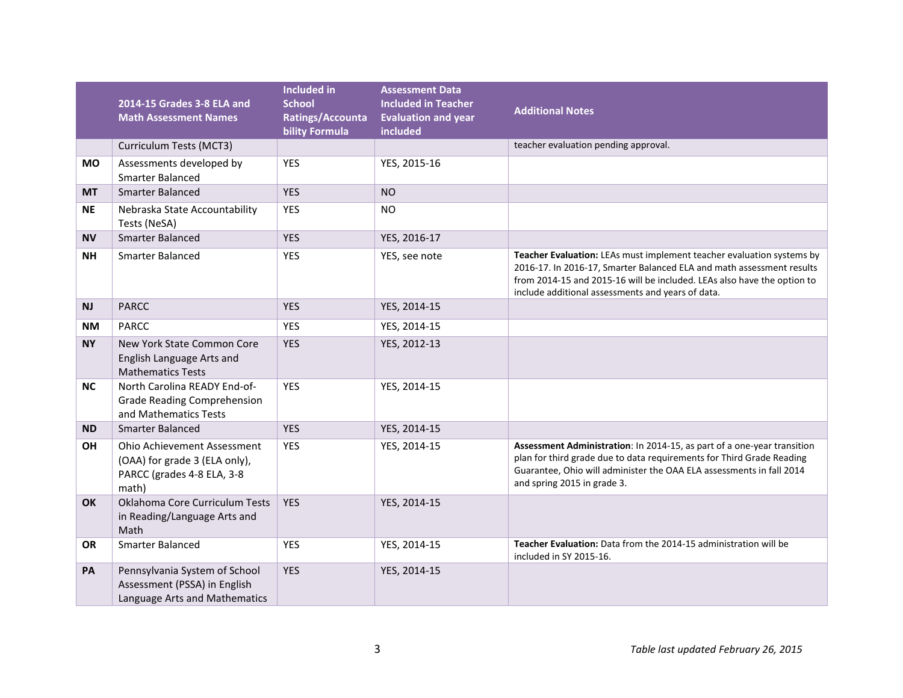| | 2014-15 Grades 3-8 ELA and Math Assessment Names | Included in School Ratings/Accountability Formula | Assessment Data Included in Teacher Evaluation and year included | Additional Notes |
|---|---|---|---|---|
| | Curriculum Tests (MCT3) | | | teacher evaluation pending approval. |
| **MO** | Assessments developed by Smarter Balanced | YES | YES, 2015-16 | |
| **MT** | Smarter Balanced | YES | NO | |
| **NE** | Nebraska State Accountability Tests (NeSA) | YES | NO | |
| **NV** | Smarter Balanced | YES | YES, 2016-17 | |
| **NH** | Smarter Balanced | YES | YES, see note | **Teacher Evaluation:** LEAs must implement teacher evaluation systems by 2016-17. In 2016-17, Smarter Balanced ELA and math assessment results from 2014-15 and 2015-16 will be included. LEAs also have the option to include additional assessments and years of data. |
| **NJ** | PARCC | YES | YES, 2014-15 | |
| **NM** | PARCC | YES | YES, 2014-15 | |
| **NY** | New York State Common Core English Language Arts and Mathematics Tests | YES | YES, 2012-13 | |
| **NC** | North Carolina READY End-of-Grade Reading Comprehension and Mathematics Tests | YES | YES, 2014-15 | |
| **ND** | Smarter Balanced | YES | YES, 2014-15 | |
| **OH** | Ohio Achievement Assessment (OAA) for grade 3 (ELA only), PARCC (grades 4-8 ELA, 3-8 math) | YES | YES, 2014-15 | **Assessment Administration**: In 2014-15, as part of a one-year transition plan for third grade due to data requirements for Third Grade Reading Guarantee, Ohio will administer the OAA ELA assessments in fall 2014 and spring 2015 in grade 3. |
| **OK** | Oklahoma Core Curriculum Tests in Reading/Language Arts and Math | YES | YES, 2014-15 | |
| **OR** | Smarter Balanced | YES | YES, 2014-15 | **Teacher Evaluation:** Data from the 2014-15 administration will be included in SY 2015-16. |
| **PA** | Pennsylvania System of School Assessment (PSSA) in English Language Arts and Mathematics | YES | YES, 2014-15 | |

*Table last updated February 26, 2015*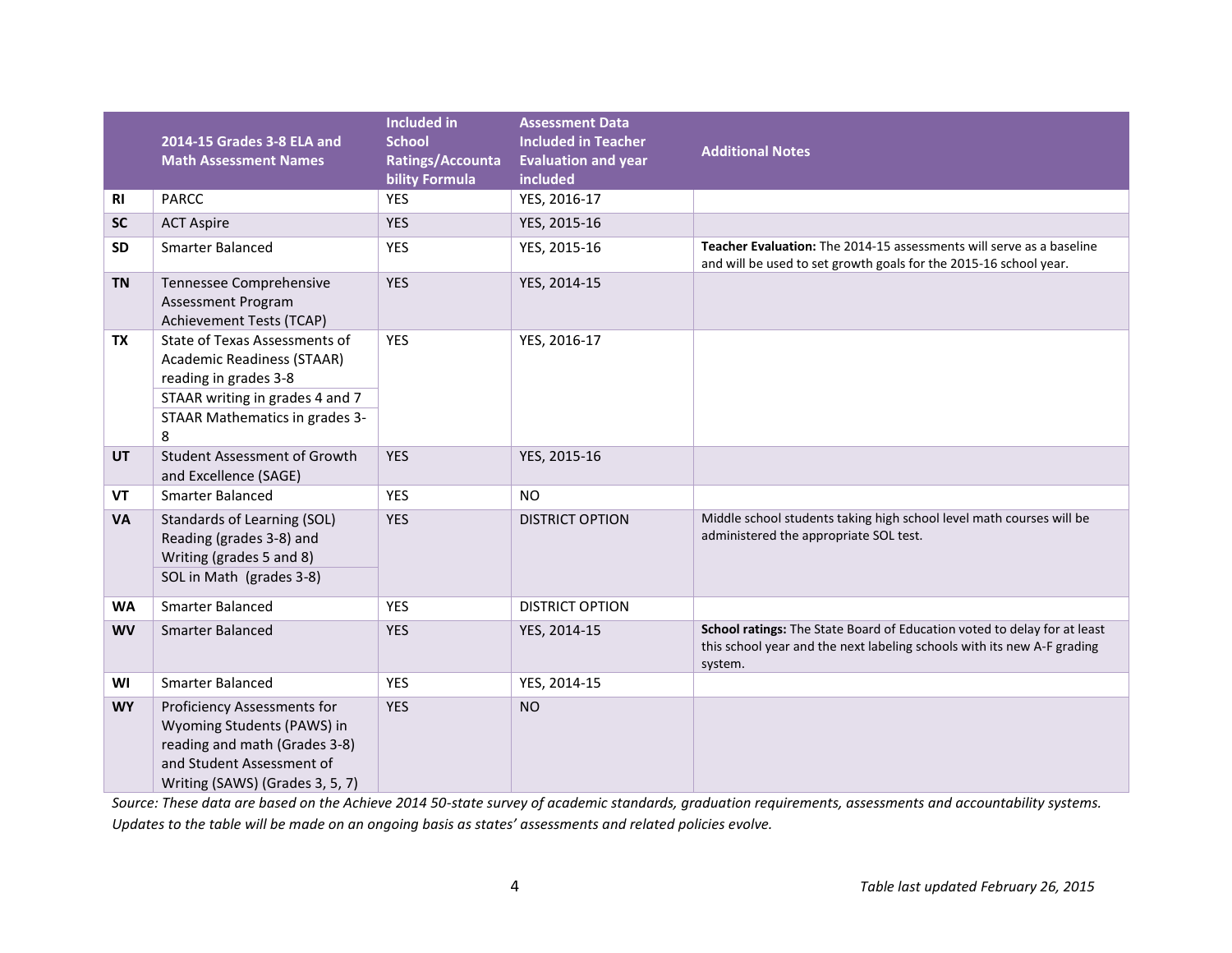| | 2014-15 Grades 3-8 ELA and Math Assessment Names | Included in School Ratings/Accountability Formula | Assessment Data Included in Teacher Evaluation and year included | Additional Notes |
|---|---|---|---|---|
| **RI** | PARCC | YES | YES, 2016-17 | |
| **SC** | ACT Aspire | YES | YES, 2015-16 | |
| **SD** | Smarter Balanced | YES | YES, 2015-16 | **Teacher Evaluation:** The 2014-15 assessments will serve as a baseline and will be used to set growth goals for the 2015-16 school year. |
| **TN** | Tennessee Comprehensive Assessment Program Achievement Tests (TCAP) | YES | YES, 2014-15 | |
| **TX** | State of Texas Assessments of Academic Readiness (STAAR) reading in grades 3-8<br>STAAR writing in grades 4 and 7<br>STAAR Mathematics in grades 3-8 | YES | YES, 2016-17 | |
| **UT** | Student Assessment of Growth and Excellence (SAGE) | YES | YES, 2015-16 | |
| **VT** | Smarter Balanced | YES | NO | |
| **VA** | Standards of Learning (SOL) Reading (grades 3-8) and Writing (grades 5 and 8)<br>SOL in Math (grades 3-8) | YES | DISTRICT OPTION | Middle school students taking high school level math courses will be administered the appropriate SOL test. |
| **WA** | Smarter Balanced | YES | DISTRICT OPTION | |
| **WV** | Smarter Balanced | YES | YES, 2014-15 | **School ratings:** The State Board of Education voted to delay for at least this school year and the next labeling schools with its new A-F grading system. |
| **WI** | Smarter Balanced | YES | YES, 2014-15 | |
| **WY** | Proficiency Assessments for Wyoming Students (PAWS) in reading and math (Grades 3-8) and Student Assessment of Writing (SAWS) (Grades 3, 5, 7) | YES | NO | |

*Source: These data are based on the Achieve 2014 50-state survey of academic standards, graduation requirements, assessments and accountability systems. Updates to the table will be made on an ongoing basis as states' assessments and related policies evolve.*

*Table last updated February 26, 2015*